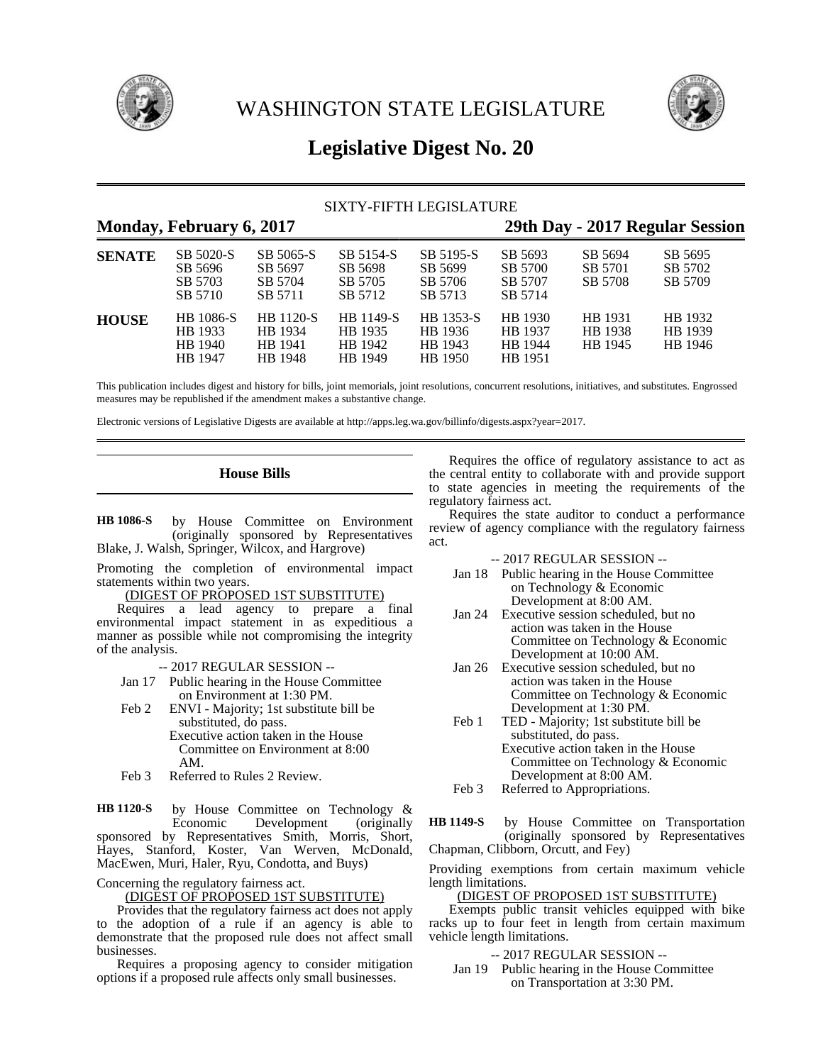# WASHINGTON STATE LEGISLATURE

## Legislative Digest No. 20

SIXTY-FIFTH LEGISLATURE

**Monday, February 6, 2017** **29th Day - 2017 Regular Session**

| | | | | | | | |
|---|---|---|---|---|---|---|---|
| **SENATE** | SB 5020-S | SB 5065-S | SB 5154-S | SB 5195-S | SB 5693 | SB 5694 | SB 5695 |
| | SB 5696 | SB 5697 | SB 5698 | SB 5699 | SB 5700 | SB 5701 | SB 5702 |
| | SB 5703 | SB 5704 | SB 5705 | SB 5706 | SB 5707 | SB 5708 | SB 5709 |
| | SB 5710 | SB 5711 | SB 5712 | SB 5713 | SB 5714 | | |
| **HOUSE** | HB 1086-S | HB 1120-S | HB 1149-S | HB 1353-S | HB 1930 | HB 1931 | HB 1932 |
| | HB 1933 | HB 1934 | HB 1935 | HB 1936 | HB 1937 | HB 1938 | HB 1939 |
| | HB 1940 | HB 1941 | HB 1942 | HB 1943 | HB 1944 | HB 1945 | HB 1946 |
| | HB 1947 | HB 1948 | HB 1949 | HB 1950 | HB 1951 | | |

This publication includes digest and history for bills, joint memorials, joint resolutions, concurrent resolutions, initiatives, and substitutes. Engrossed measures may be republished if the amendment makes a substantive change.

Electronic versions of Legislative Digests are available at http://apps.leg.wa.gov/billinfo/digests.aspx?year=2017.

### House Bills

**HB 1086-S** by House Committee on Environment (originally sponsored by Representatives Blake, J. Walsh, Springer, Wilcox, and Hargrove)

Promoting the completion of environmental impact statements within two years.

(DIGEST OF PROPOSED 1ST SUBSTITUTE)

Requires a lead agency to prepare a final environmental impact statement in as expeditious a manner as possible while not compromising the integrity of the analysis.

-- 2017 REGULAR SESSION --

Jan 17 Public hearing in the House Committee on Environment at 1:30 PM.

Feb 2 ENVI - Majority; 1st substitute bill be substituted, do pass.
Executive action taken in the House Committee on Environment at 8:00 AM.

Feb 3 Referred to Rules 2 Review.

**HB 1120-S** by House Committee on Technology & Economic Development (originally sponsored by Representatives Smith, Morris, Short, Hayes, Stanford, Koster, Van Werven, McDonald, MacEwen, Muri, Haler, Ryu, Condotta, and Buys)

Concerning the regulatory fairness act.

(DIGEST OF PROPOSED 1ST SUBSTITUTE)

Provides that the regulatory fairness act does not apply to the adoption of a rule if an agency is able to demonstrate that the proposed rule does not affect small businesses.

Requires a proposing agency to consider mitigation options if a proposed rule affects only small businesses.

Requires the office of regulatory assistance to act as the central entity to collaborate with and provide support to state agencies in meeting the requirements of the regulatory fairness act.

Requires the state auditor to conduct a performance review of agency compliance with the regulatory fairness act.

-- 2017 REGULAR SESSION --

Jan 18 Public hearing in the House Committee on Technology & Economic Development at 8:00 AM.

Jan 24 Executive session scheduled, but no action was taken in the House Committee on Technology & Economic Development at 10:00 AM.

Jan 26 Executive session scheduled, but no action was taken in the House Committee on Technology & Economic Development at 1:30 PM.

Feb 1 TED - Majority; 1st substitute bill be substituted, do pass.
Executive action taken in the House Committee on Technology & Economic Development at 8:00 AM.

Feb 3 Referred to Appropriations.

**HB 1149-S** by House Committee on Transportation (originally sponsored by Representatives Chapman, Clibborn, Orcutt, and Fey)

Providing exemptions from certain maximum vehicle length limitations.

(DIGEST OF PROPOSED 1ST SUBSTITUTE)

Exempts public transit vehicles equipped with bike racks up to four feet in length from certain maximum vehicle length limitations.

-- 2017 REGULAR SESSION --

Jan 19 Public hearing in the House Committee on Transportation at 3:30 PM.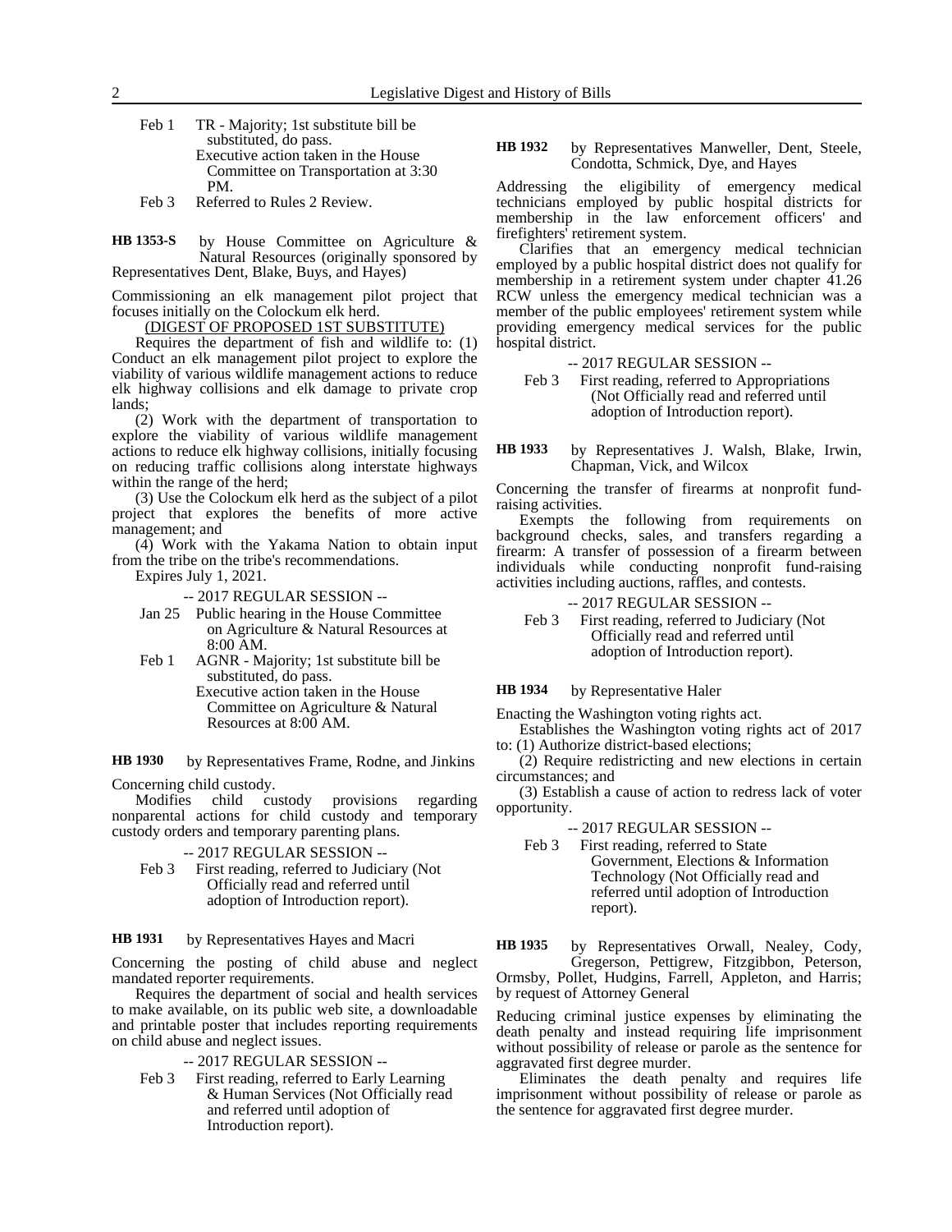Feb 1 TR - Majority; 1st substitute bill be substituted, do pass.
Executive action taken in the House Committee on Transportation at 3:30 PM.

Feb 3 Referred to Rules 2 Review.

**HB 1353-S** by House Committee on Agriculture & Natural Resources (originally sponsored by Representatives Dent, Blake, Buys, and Hayes)

Commissioning an elk management pilot project that focuses initially on the Colockum elk herd.

(DIGEST OF PROPOSED 1ST SUBSTITUTE)

Requires the department of fish and wildlife to: (1) Conduct an elk management pilot project to explore the viability of various wildlife management actions to reduce elk highway collisions and elk damage to private crop lands;

(2) Work with the department of transportation to explore the viability of various wildlife management actions to reduce elk highway collisions, initially focusing on reducing traffic collisions along interstate highways within the range of the herd;

(3) Use the Colockum elk herd as the subject of a pilot project that explores the benefits of more active management; and

(4) Work with the Yakama Nation to obtain input from the tribe on the tribe's recommendations.

Expires July 1, 2021.

-- 2017 REGULAR SESSION --

Jan 25 Public hearing in the House Committee on Agriculture & Natural Resources at 8:00 AM.

Feb 1 AGNR - Majority; 1st substitute bill be substituted, do pass.
Executive action taken in the House Committee on Agriculture & Natural Resources at 8:00 AM.

**HB 1930** by Representatives Frame, Rodne, and Jinkins

Concerning child custody.

Modifies child custody provisions regarding nonparental actions for child custody and temporary custody orders and temporary parenting plans.

-- 2017 REGULAR SESSION --

Feb 3 First reading, referred to Judiciary (Not Officially read and referred until adoption of Introduction report).

**HB 1931** by Representatives Hayes and Macri

Concerning the posting of child abuse and neglect mandated reporter requirements.

Requires the department of social and health services to make available, on its public web site, a downloadable and printable poster that includes reporting requirements on child abuse and neglect issues.

-- 2017 REGULAR SESSION --

Feb 3 First reading, referred to Early Learning & Human Services (Not Officially read and referred until adoption of Introduction report).

**HB 1932** by Representatives Manweller, Dent, Steele, Condotta, Schmick, Dye, and Hayes

Addressing the eligibility of emergency medical technicians employed by public hospital districts for membership in the law enforcement officers' and firefighters' retirement system.

Clarifies that an emergency medical technician employed by a public hospital district does not qualify for membership in a retirement system under chapter 41.26 RCW unless the emergency medical technician was a member of the public employees' retirement system while providing emergency medical services for the public hospital district.

-- 2017 REGULAR SESSION --

Feb 3 First reading, referred to Appropriations (Not Officially read and referred until adoption of Introduction report).

**HB 1933** by Representatives J. Walsh, Blake, Irwin, Chapman, Vick, and Wilcox

Concerning the transfer of firearms at nonprofit fund-raising activities.

Exempts the following from requirements on background checks, sales, and transfers regarding a firearm: A transfer of possession of a firearm between individuals while conducting nonprofit fund-raising activities including auctions, raffles, and contests.

-- 2017 REGULAR SESSION --

Feb 3 First reading, referred to Judiciary (Not Officially read and referred until adoption of Introduction report).

**HB 1934** by Representative Haler

Enacting the Washington voting rights act.

Establishes the Washington voting rights act of 2017 to: (1) Authorize district-based elections;

(2) Require redistricting and new elections in certain circumstances; and

(3) Establish a cause of action to redress lack of voter opportunity.

-- 2017 REGULAR SESSION --

Feb 3 First reading, referred to State Government, Elections & Information Technology (Not Officially read and referred until adoption of Introduction report).

**HB 1935** by Representatives Orwall, Nealey, Cody, Gregerson, Pettigrew, Fitzgibbon, Peterson, Ormsby, Pollet, Hudgins, Farrell, Appleton, and Harris; by request of Attorney General

Reducing criminal justice expenses by eliminating the death penalty and instead requiring life imprisonment without possibility of release or parole as the sentence for aggravated first degree murder.

Eliminates the death penalty and requires life imprisonment without possibility of release or parole as the sentence for aggravated first degree murder.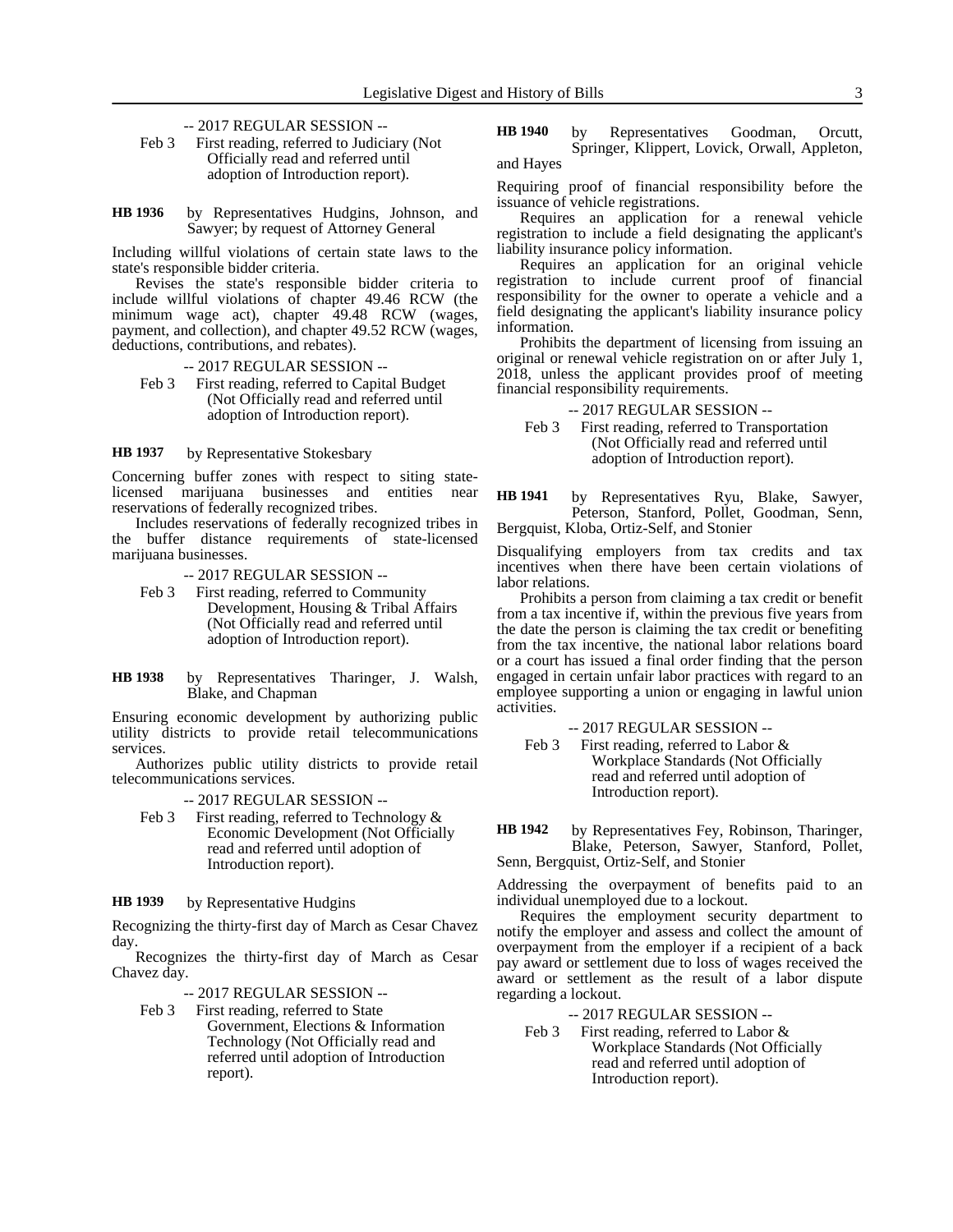-- 2017 REGULAR SESSION --

Feb 3 First reading, referred to Judiciary (Not Officially read and referred until adoption of Introduction report).

**HB 1936** by Representatives Hudgins, Johnson, and Sawyer; by request of Attorney General

Including willful violations of certain state laws to the state's responsible bidder criteria.

Revises the state's responsible bidder criteria to include willful violations of chapter 49.46 RCW (the minimum wage act), chapter 49.48 RCW (wages, payment, and collection), and chapter 49.52 RCW (wages, deductions, contributions, and rebates).

-- 2017 REGULAR SESSION --

Feb 3 First reading, referred to Capital Budget (Not Officially read and referred until adoption of Introduction report).

**HB 1937** by Representative Stokesbary

Concerning buffer zones with respect to siting state-licensed marijuana businesses and entities near reservations of federally recognized tribes.

Includes reservations of federally recognized tribes in the buffer distance requirements of state-licensed marijuana businesses.

-- 2017 REGULAR SESSION --

Feb 3 First reading, referred to Community Development, Housing & Tribal Affairs (Not Officially read and referred until adoption of Introduction report).

**HB 1938** by Representatives Tharinger, J. Walsh, Blake, and Chapman

Ensuring economic development by authorizing public utility districts to provide retail telecommunications services.

Authorizes public utility districts to provide retail telecommunications services.

-- 2017 REGULAR SESSION --

Feb 3 First reading, referred to Technology & Economic Development (Not Officially read and referred until adoption of Introduction report).

**HB 1939** by Representative Hudgins

Recognizing the thirty-first day of March as Cesar Chavez day.

Recognizes the thirty-first day of March as Cesar Chavez day.

-- 2017 REGULAR SESSION --

Feb 3 First reading, referred to State Government, Elections & Information Technology (Not Officially read and referred until adoption of Introduction report).

**HB 1940** by Representatives Goodman, Orcutt, Springer, Klippert, Lovick, Orwall, Appleton, and Hayes

Requiring proof of financial responsibility before the issuance of vehicle registrations.

Requires an application for a renewal vehicle registration to include a field designating the applicant's liability insurance policy information.

Requires an application for an original vehicle registration to include current proof of financial responsibility for the owner to operate a vehicle and a field designating the applicant's liability insurance policy information.

Prohibits the department of licensing from issuing an original or renewal vehicle registration on or after July 1, 2018, unless the applicant provides proof of meeting financial responsibility requirements.

-- 2017 REGULAR SESSION --

Feb 3 First reading, referred to Transportation (Not Officially read and referred until adoption of Introduction report).

**HB 1941** by Representatives Ryu, Blake, Sawyer, Peterson, Stanford, Pollet, Goodman, Senn, Bergquist, Kloba, Ortiz-Self, and Stonier

Disqualifying employers from tax credits and tax incentives when there have been certain violations of labor relations.

Prohibits a person from claiming a tax credit or benefit from a tax incentive if, within the previous five years from the date the person is claiming the tax credit or benefiting from the tax incentive, the national labor relations board or a court has issued a final order finding that the person engaged in certain unfair labor practices with regard to an employee supporting a union or engaging in lawful union activities.

-- 2017 REGULAR SESSION --

Feb 3 First reading, referred to Labor & Workplace Standards (Not Officially read and referred until adoption of Introduction report).

**HB 1942** by Representatives Fey, Robinson, Tharinger, Blake, Peterson, Sawyer, Stanford, Pollet, Senn, Bergquist, Ortiz-Self, and Stonier

Addressing the overpayment of benefits paid to an individual unemployed due to a lockout.

Requires the employment security department to notify the employer and assess and collect the amount of overpayment from the employer if a recipient of a back pay award or settlement due to loss of wages received the award or settlement as the result of a labor dispute regarding a lockout.

-- 2017 REGULAR SESSION --

Feb 3 First reading, referred to Labor & Workplace Standards (Not Officially read and referred until adoption of Introduction report).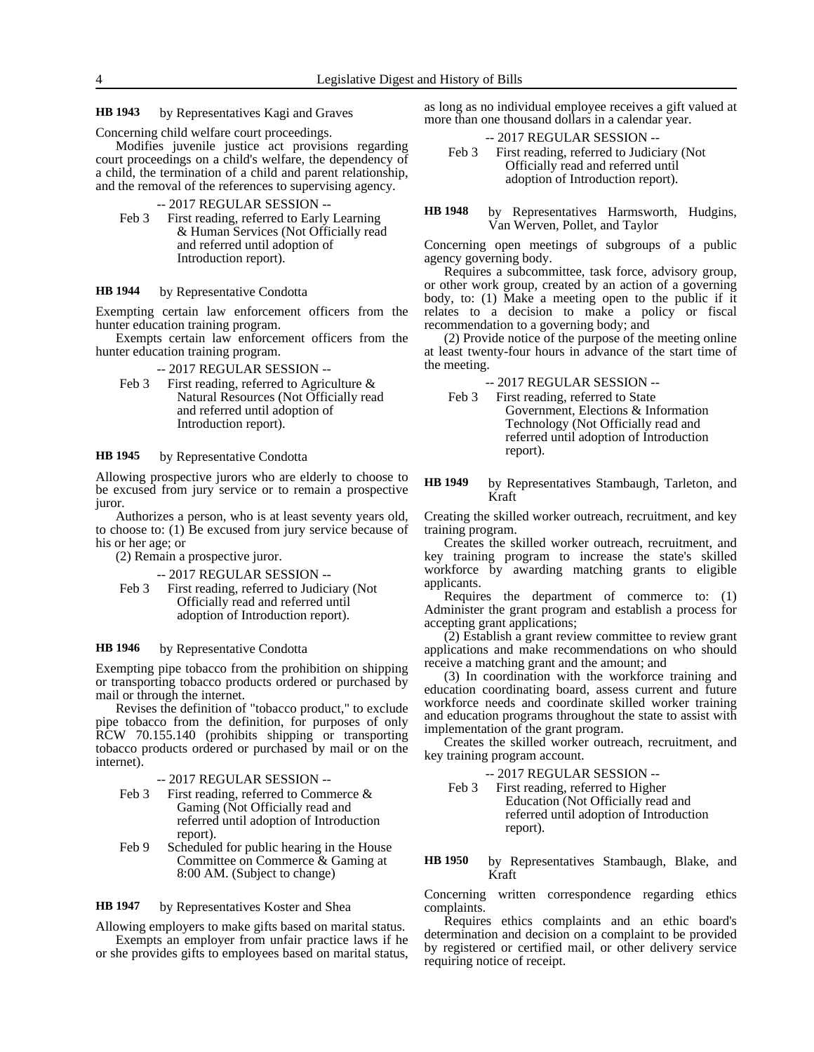**HB 1943** by Representatives Kagi and Graves

Concerning child welfare court proceedings.

Modifies juvenile justice act provisions regarding court proceedings on a child's welfare, the dependency of a child, the termination of a child and parent relationship, and the removal of the references to supervising agency.

-- 2017 REGULAR SESSION --

Feb 3 First reading, referred to Early Learning & Human Services (Not Officially read and referred until adoption of Introduction report).

**HB 1944** by Representative Condotta

Exempting certain law enforcement officers from the hunter education training program.

Exempts certain law enforcement officers from the hunter education training program.

-- 2017 REGULAR SESSION --

Feb 3 First reading, referred to Agriculture & Natural Resources (Not Officially read and referred until adoption of Introduction report).

**HB 1945** by Representative Condotta

Allowing prospective jurors who are elderly to choose to be excused from jury service or to remain a prospective juror.

Authorizes a person, who is at least seventy years old, to choose to: (1) Be excused from jury service because of his or her age; or

(2) Remain a prospective juror.

-- 2017 REGULAR SESSION --

Feb 3 First reading, referred to Judiciary (Not Officially read and referred until adoption of Introduction report).

**HB 1946** by Representative Condotta

Exempting pipe tobacco from the prohibition on shipping or transporting tobacco products ordered or purchased by mail or through the internet.

Revises the definition of "tobacco product," to exclude pipe tobacco from the definition, for purposes of only RCW 70.155.140 (prohibits shipping or transporting tobacco products ordered or purchased by mail or on the internet).

-- 2017 REGULAR SESSION --

Feb 3 First reading, referred to Commerce & Gaming (Not Officially read and referred until adoption of Introduction report).

Feb 9 Scheduled for public hearing in the House Committee on Commerce & Gaming at 8:00 AM. (Subject to change)

**HB 1947** by Representatives Koster and Shea

Allowing employers to make gifts based on marital status.

Exempts an employer from unfair practice laws if he or she provides gifts to employees based on marital status, as long as no individual employee receives a gift valued at more than one thousand dollars in a calendar year.

-- 2017 REGULAR SESSION --

Feb 3 First reading, referred to Judiciary (Not Officially read and referred until adoption of Introduction report).

**HB 1948** by Representatives Harmsworth, Hudgins, Van Werven, Pollet, and Taylor

Concerning open meetings of subgroups of a public agency governing body.

Requires a subcommittee, task force, advisory group, or other work group, created by an action of a governing body, to: (1) Make a meeting open to the public if it relates to a decision to make a policy or fiscal recommendation to a governing body; and

(2) Provide notice of the purpose of the meeting online at least twenty-four hours in advance of the start time of the meeting.

-- 2017 REGULAR SESSION --

Feb 3 First reading, referred to State Government, Elections & Information Technology (Not Officially read and referred until adoption of Introduction report).

**HB 1949** by Representatives Stambaugh, Tarleton, and Kraft

Creating the skilled worker outreach, recruitment, and key training program.

Creates the skilled worker outreach, recruitment, and key training program to increase the state's skilled workforce by awarding matching grants to eligible applicants.

Requires the department of commerce to: (1) Administer the grant program and establish a process for accepting grant applications;

(2) Establish a grant review committee to review grant applications and make recommendations on who should receive a matching grant and the amount; and

(3) In coordination with the workforce training and education coordinating board, assess current and future workforce needs and coordinate skilled worker training and education programs throughout the state to assist with implementation of the grant program.

Creates the skilled worker outreach, recruitment, and key training program account.

-- 2017 REGULAR SESSION --

Feb 3 First reading, referred to Higher Education (Not Officially read and referred until adoption of Introduction report).

**HB 1950** by Representatives Stambaugh, Blake, and Kraft

Concerning written correspondence regarding ethics complaints.

Requires ethics complaints and an ethic board's determination and decision on a complaint to be provided by registered or certified mail, or other delivery service requiring notice of receipt.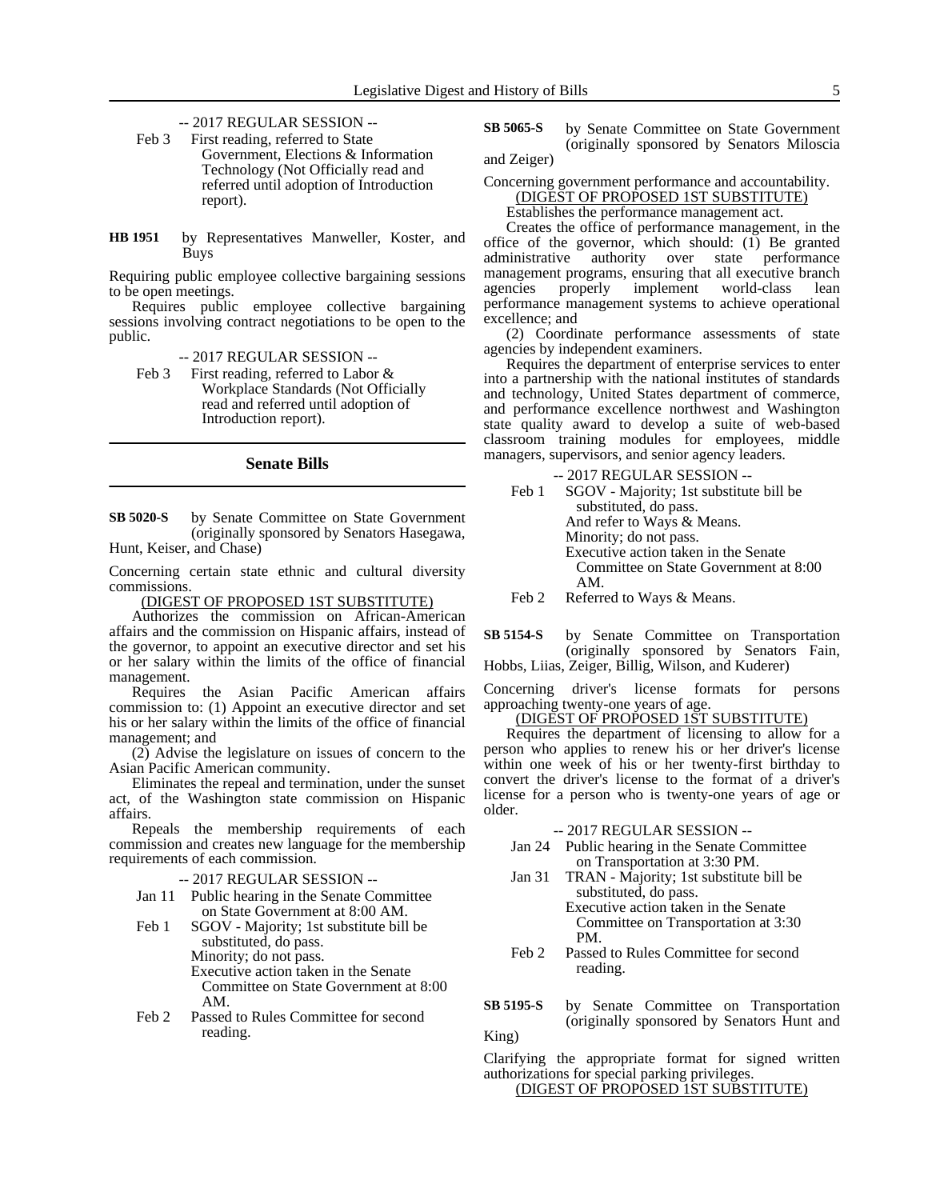-- 2017 REGULAR SESSION --

Feb 3 First reading, referred to State Government, Elections & Information Technology (Not Officially read and referred until adoption of Introduction report).

**HB 1951** by Representatives Manweller, Koster, and Buys

Requiring public employee collective bargaining sessions to be open meetings.

Requires public employee collective bargaining sessions involving contract negotiations to be open to the public.

-- 2017 REGULAR SESSION --

Feb 3 First reading, referred to Labor & Workplace Standards (Not Officially read and referred until adoption of Introduction report).

## Senate Bills

**SB 5020-S** by Senate Committee on State Government (originally sponsored by Senators Hasegawa, Hunt, Keiser, and Chase)

Concerning certain state ethnic and cultural diversity commissions.

(DIGEST OF PROPOSED 1ST SUBSTITUTE)

Authorizes the commission on African-American affairs and the commission on Hispanic affairs, instead of the governor, to appoint an executive director and set his or her salary within the limits of the office of financial management.

Requires the Asian Pacific American affairs commission to: (1) Appoint an executive director and set his or her salary within the limits of the office of financial management; and

(2) Advise the legislature on issues of concern to the Asian Pacific American community.

Eliminates the repeal and termination, under the sunset act, of the Washington state commission on Hispanic affairs.

Repeals the membership requirements of each commission and creates new language for the membership requirements of each commission.

-- 2017 REGULAR SESSION --

Jan 11 Public hearing in the Senate Committee on State Government at 8:00 AM.

Feb 1 SGOV - Majority; 1st substitute bill be substituted, do pass.
Minority; do not pass.
Executive action taken in the Senate Committee on State Government at 8:00 AM.

Feb 2 Passed to Rules Committee for second reading.

**SB 5065-S** by Senate Committee on State Government (originally sponsored by Senators Miloscia and Zeiger)

Concerning government performance and accountability.

(DIGEST OF PROPOSED 1ST SUBSTITUTE)

Establishes the performance management act.

Creates the office of performance management, in the office of the governor, which should: (1) Be granted administrative authority over state performance management programs, ensuring that all executive branch agencies properly implement world-class lean performance management systems to achieve operational excellence; and

(2) Coordinate performance assessments of state agencies by independent examiners.

Requires the department of enterprise services to enter into a partnership with the national institutes of standards and technology, United States department of commerce, and performance excellence northwest and Washington state quality award to develop a suite of web-based classroom training modules for employees, middle managers, supervisors, and senior agency leaders.

-- 2017 REGULAR SESSION --

Feb 1 SGOV - Majority; 1st substitute bill be substituted, do pass.
And refer to Ways & Means.
Minority; do not pass.
Executive action taken in the Senate Committee on State Government at 8:00 AM.

Feb 2 Referred to Ways & Means.

**SB 5154-S** by Senate Committee on Transportation (originally sponsored by Senators Fain, Hobbs, Liias, Zeiger, Billig, Wilson, and Kuderer)

Concerning driver's license formats for persons approaching twenty-one years of age.

(DIGEST OF PROPOSED 1ST SUBSTITUTE)

Requires the department of licensing to allow for a person who applies to renew his or her driver's license within one week of his or her twenty-first birthday to convert the driver's license to the format of a driver's license for a person who is twenty-one years of age or older.

-- 2017 REGULAR SESSION --

Jan 24 Public hearing in the Senate Committee on Transportation at 3:30 PM.

Jan 31 TRAN - Majority; 1st substitute bill be substituted, do pass.
Executive action taken in the Senate Committee on Transportation at 3:30 PM.

Feb 2 Passed to Rules Committee for second reading.

**SB 5195-S** by Senate Committee on Transportation (originally sponsored by Senators Hunt and King)

Clarifying the appropriate format for signed written authorizations for special parking privileges.

(DIGEST OF PROPOSED 1ST SUBSTITUTE)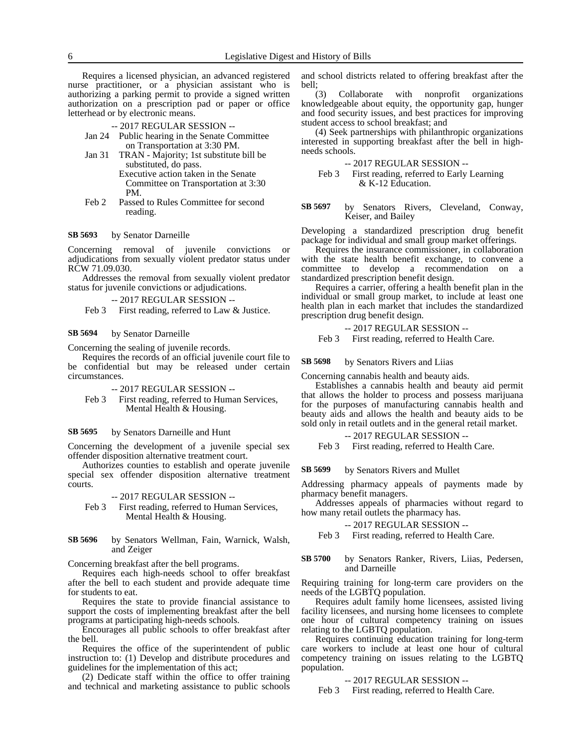Requires a licensed physician, an advanced registered nurse practitioner, or a physician assistant who is authorizing a parking permit to provide a signed written authorization on a prescription pad or paper or office letterhead or by electronic means.

-- 2017 REGULAR SESSION --

Jan 24 Public hearing in the Senate Committee on Transportation at 3:30 PM.

Jan 31 TRAN - Majority; 1st substitute bill be substituted, do pass.
Executive action taken in the Senate Committee on Transportation at 3:30 PM.

Feb 2 Passed to Rules Committee for second reading.

**SB 5693** by Senator Darneille

Concerning removal of juvenile convictions or adjudications from sexually violent predator status under RCW 71.09.030.

Addresses the removal from sexually violent predator status for juvenile convictions or adjudications.

-- 2017 REGULAR SESSION --

Feb 3 First reading, referred to Law & Justice.

**SB 5694** by Senator Darneille

Concerning the sealing of juvenile records.

Requires the records of an official juvenile court file to be confidential but may be released under certain circumstances.

-- 2017 REGULAR SESSION --

Feb 3 First reading, referred to Human Services, Mental Health & Housing.

**SB 5695** by Senators Darneille and Hunt

Concerning the development of a juvenile special sex offender disposition alternative treatment court.

Authorizes counties to establish and operate juvenile special sex offender disposition alternative treatment courts.

-- 2017 REGULAR SESSION --

Feb 3 First reading, referred to Human Services, Mental Health & Housing.

**SB 5696** by Senators Wellman, Fain, Warnick, Walsh, and Zeiger

Concerning breakfast after the bell programs.

Requires each high-needs school to offer breakfast after the bell to each student and provide adequate time for students to eat.

Requires the state to provide financial assistance to support the costs of implementing breakfast after the bell programs at participating high-needs schools.

Encourages all public schools to offer breakfast after the bell.

Requires the office of the superintendent of public instruction to: (1) Develop and distribute procedures and guidelines for the implementation of this act;

(2) Dedicate staff within the office to offer training and technical and marketing assistance to public schools and school districts related to offering breakfast after the bell;

(3) Collaborate with nonprofit organizations knowledgeable about equity, the opportunity gap, hunger and food security issues, and best practices for improving student access to school breakfast; and

(4) Seek partnerships with philanthropic organizations interested in supporting breakfast after the bell in high-needs schools.

-- 2017 REGULAR SESSION --

Feb 3 First reading, referred to Early Learning & K-12 Education.

**SB 5697** by Senators Rivers, Cleveland, Conway, Keiser, and Bailey

Developing a standardized prescription drug benefit package for individual and small group market offerings.

Requires the insurance commissioner, in collaboration with the state health benefit exchange, to convene a committee to develop a recommendation on a standardized prescription benefit design.

Requires a carrier, offering a health benefit plan in the individual or small group market, to include at least one health plan in each market that includes the standardized prescription drug benefit design.

-- 2017 REGULAR SESSION --

Feb 3 First reading, referred to Health Care.

**SB 5698** by Senators Rivers and Liias

Concerning cannabis health and beauty aids.

Establishes a cannabis health and beauty aid permit that allows the holder to process and possess marijuana for the purposes of manufacturing cannabis health and beauty aids and allows the health and beauty aids to be sold only in retail outlets and in the general retail market.

-- 2017 REGULAR SESSION --

Feb 3 First reading, referred to Health Care.

**SB 5699** by Senators Rivers and Mullet

Addressing pharmacy appeals of payments made by pharmacy benefit managers.

Addresses appeals of pharmacies without regard to how many retail outlets the pharmacy has.

-- 2017 REGULAR SESSION --

Feb 3 First reading, referred to Health Care.

**SB 5700** by Senators Ranker, Rivers, Liias, Pedersen, and Darneille

Requiring training for long-term care providers on the needs of the LGBTQ population.

Requires adult family home licensees, assisted living facility licensees, and nursing home licensees to complete one hour of cultural competency training on issues relating to the LGBTQ population.

Requires continuing education training for long-term care workers to include at least one hour of cultural competency training on issues relating to the LGBTQ population.

-- 2017 REGULAR SESSION --

Feb 3 First reading, referred to Health Care.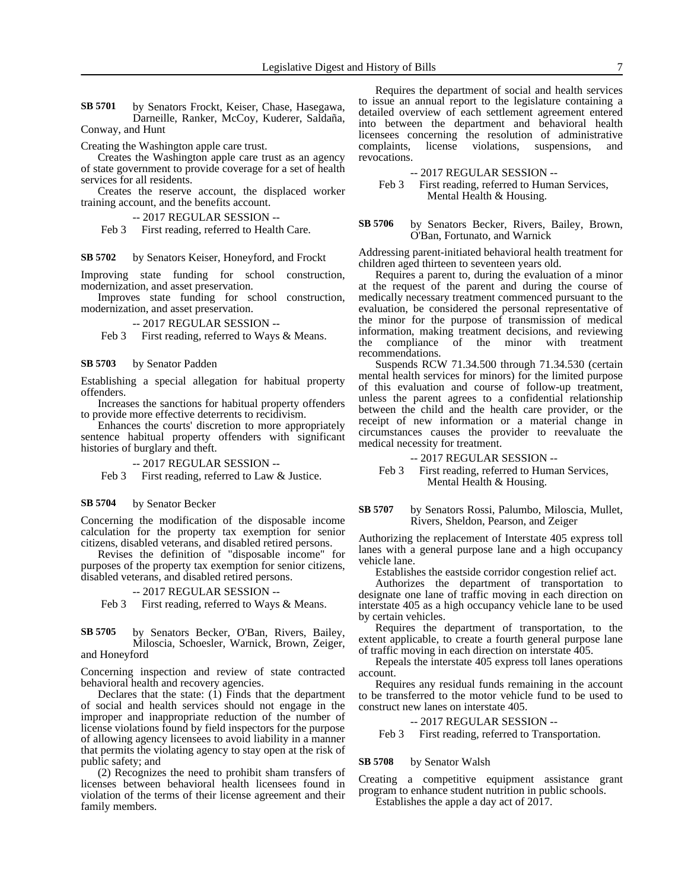**SB 5701** by Senators Frockt, Keiser, Chase, Hasegawa, Darneille, Ranker, McCoy, Kuderer, Saldaña, Conway, and Hunt

Creating the Washington apple care trust.

Creates the Washington apple care trust as an agency of state government to provide coverage for a set of health services for all residents.

Creates the reserve account, the displaced worker training account, and the benefits account.

-- 2017 REGULAR SESSION --

Feb 3 First reading, referred to Health Care.

**SB 5702** by Senators Keiser, Honeyford, and Frockt

Improving state funding for school construction, modernization, and asset preservation.

Improves state funding for school construction, modernization, and asset preservation.

-- 2017 REGULAR SESSION --

Feb 3 First reading, referred to Ways & Means.

**SB 5703** by Senator Padden

Establishing a special allegation for habitual property offenders.

Increases the sanctions for habitual property offenders to provide more effective deterrents to recidivism.

Enhances the courts' discretion to more appropriately sentence habitual property offenders with significant histories of burglary and theft.

-- 2017 REGULAR SESSION --

Feb 3 First reading, referred to Law & Justice.

**SB 5704** by Senator Becker

Concerning the modification of the disposable income calculation for the property tax exemption for senior citizens, disabled veterans, and disabled retired persons.

Revises the definition of "disposable income" for purposes of the property tax exemption for senior citizens, disabled veterans, and disabled retired persons.

-- 2017 REGULAR SESSION --

Feb 3 First reading, referred to Ways & Means.

**SB 5705** by Senators Becker, O'Ban, Rivers, Bailey, Miloscia, Schoesler, Warnick, Brown, Zeiger, and Honeyford

Concerning inspection and review of state contracted behavioral health and recovery agencies.

Declares that the state: (1) Finds that the department of social and health services should not engage in the improper and inappropriate reduction of the number of license violations found by field inspectors for the purpose of allowing agency licensees to avoid liability in a manner that permits the violating agency to stay open at the risk of public safety; and

(2) Recognizes the need to prohibit sham transfers of licenses between behavioral health licensees found in violation of the terms of their license agreement and their family members.

Requires the department of social and health services to issue an annual report to the legislature containing a detailed overview of each settlement agreement entered into between the department and behavioral health licensees concerning the resolution of administrative complaints, license violations, suspensions, and revocations.

-- 2017 REGULAR SESSION --

Feb 3 First reading, referred to Human Services, Mental Health & Housing.

**SB 5706** by Senators Becker, Rivers, Bailey, Brown, O'Ban, Fortunato, and Warnick

Addressing parent-initiated behavioral health treatment for children aged thirteen to seventeen years old.

Requires a parent to, during the evaluation of a minor at the request of the parent and during the course of medically necessary treatment commenced pursuant to the evaluation, be considered the personal representative of the minor for the purpose of transmission of medical information, making treatment decisions, and reviewing the compliance of the minor with treatment recommendations.

Suspends RCW 71.34.500 through 71.34.530 (certain mental health services for minors) for the limited purpose of this evaluation and course of follow-up treatment, unless the parent agrees to a confidential relationship between the child and the health care provider, or the receipt of new information or a material change in circumstances causes the provider to reevaluate the medical necessity for treatment.

-- 2017 REGULAR SESSION --

Feb 3 First reading, referred to Human Services, Mental Health & Housing.

**SB 5707** by Senators Rossi, Palumbo, Miloscia, Mullet, Rivers, Sheldon, Pearson, and Zeiger

Authorizing the replacement of Interstate 405 express toll lanes with a general purpose lane and a high occupancy vehicle lane.

Establishes the eastside corridor congestion relief act.

Authorizes the department of transportation to designate one lane of traffic moving in each direction on interstate 405 as a high occupancy vehicle lane to be used by certain vehicles.

Requires the department of transportation, to the extent applicable, to create a fourth general purpose lane of traffic moving in each direction on interstate 405.

Repeals the interstate 405 express toll lanes operations account.

Requires any residual funds remaining in the account to be transferred to the motor vehicle fund to be used to construct new lanes on interstate 405.

-- 2017 REGULAR SESSION --

Feb 3 First reading, referred to Transportation.

**SB 5708** by Senator Walsh

Creating a competitive equipment assistance grant program to enhance student nutrition in public schools.

Establishes the apple a day act of 2017.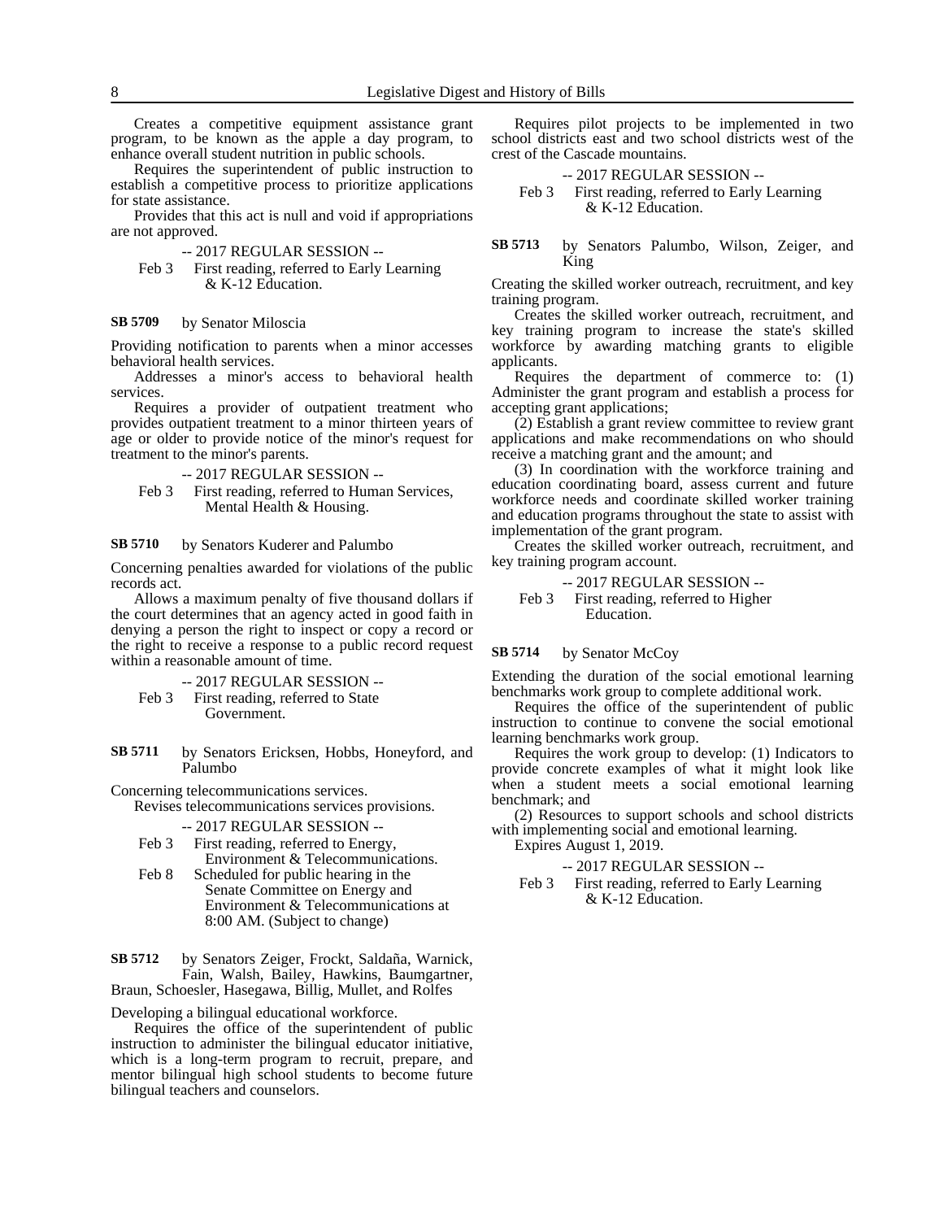Creates a competitive equipment assistance grant program, to be known as the apple a day program, to enhance overall student nutrition in public schools.

Requires the superintendent of public instruction to establish a competitive process to prioritize applications for state assistance.

Provides that this act is null and void if appropriations are not approved.

-- 2017 REGULAR SESSION --

Feb 3 First reading, referred to Early Learning & K-12 Education.

**SB 5709** by Senator Miloscia

Providing notification to parents when a minor accesses behavioral health services.

Addresses a minor's access to behavioral health services.

Requires a provider of outpatient treatment who provides outpatient treatment to a minor thirteen years of age or older to provide notice of the minor's request for treatment to the minor's parents.

-- 2017 REGULAR SESSION --

Feb 3 First reading, referred to Human Services, Mental Health & Housing.

**SB 5710** by Senators Kuderer and Palumbo

Concerning penalties awarded for violations of the public records act.

Allows a maximum penalty of five thousand dollars if the court determines that an agency acted in good faith in denying a person the right to inspect or copy a record or the right to receive a response to a public record request within a reasonable amount of time.

-- 2017 REGULAR SESSION --

Feb 3 First reading, referred to State Government.

**SB 5711** by Senators Ericksen, Hobbs, Honeyford, and Palumbo

Concerning telecommunications services.

Revises telecommunications services provisions.

-- 2017 REGULAR SESSION --

Feb 3 First reading, referred to Energy, Environment & Telecommunications.

Feb 8 Scheduled for public hearing in the Senate Committee on Energy and Environment & Telecommunications at 8:00 AM. (Subject to change)

**SB 5712** by Senators Zeiger, Frockt, Saldaña, Warnick, Fain, Walsh, Bailey, Hawkins, Baumgartner, Braun, Schoesler, Hasegawa, Billig, Mullet, and Rolfes

Developing a bilingual educational workforce.

Requires the office of the superintendent of public instruction to administer the bilingual educator initiative, which is a long-term program to recruit, prepare, and mentor bilingual high school students to become future bilingual teachers and counselors.

Requires pilot projects to be implemented in two school districts east and two school districts west of the crest of the Cascade mountains.

-- 2017 REGULAR SESSION --

Feb 3 First reading, referred to Early Learning & K-12 Education.

**SB 5713** by Senators Palumbo, Wilson, Zeiger, and King

Creating the skilled worker outreach, recruitment, and key training program.

Creates the skilled worker outreach, recruitment, and key training program to increase the state's skilled workforce by awarding matching grants to eligible applicants.

Requires the department of commerce to: (1) Administer the grant program and establish a process for accepting grant applications;

(2) Establish a grant review committee to review grant applications and make recommendations on who should receive a matching grant and the amount; and

(3) In coordination with the workforce training and education coordinating board, assess current and future workforce needs and coordinate skilled worker training and education programs throughout the state to assist with implementation of the grant program.

Creates the skilled worker outreach, recruitment, and key training program account.

-- 2017 REGULAR SESSION --

Feb 3 First reading, referred to Higher Education.

**SB 5714** by Senator McCoy

Extending the duration of the social emotional learning benchmarks work group to complete additional work.

Requires the office of the superintendent of public instruction to continue to convene the social emotional learning benchmarks work group.

Requires the work group to develop: (1) Indicators to provide concrete examples of what it might look like when a student meets a social emotional learning benchmark; and

(2) Resources to support schools and school districts with implementing social and emotional learning.

Expires August 1, 2019.

-- 2017 REGULAR SESSION --

Feb 3 First reading, referred to Early Learning & K-12 Education.